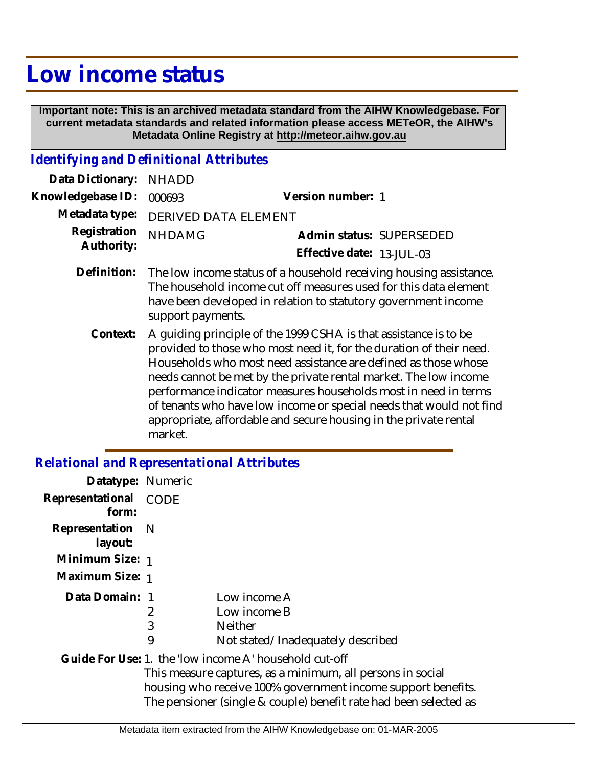# Low income status

**Important note: This is an archived metadata standard from the AIHW Knowledgebase. For current metadata standards and related information please access METeOR, the AIHW's Metadata Online Registry at http://meteor.aihw.gov.au**

## *Identifying and Definitional Attributes*

**Data Dictionary:** NHADD

**Knowledgebase ID:** 000693

**Version number:** 1

**Metadata type:** DERIVED DATA ELEMENT

**Registration Authority:** NHDAMG

**Admin status:** SUPERSEDED

**Effective date:** 13-JUL-03

**Definition:** The low income status of a household receiving housing assistance. The household income cut off measures used for this data element have been developed in relation to statutory government income support payments.

**Context:** A guiding principle of the 1999 CSHA is that assistance is to be provided to those who most need it, for the duration of their need. Households who most need assistance are defined as those whose needs cannot be met by the private rental market. The low income performance indicator measures households most in need in terms of tenants who have low income or special needs that would not find appropriate, affordable and secure housing in the private rental market.

## *Relational and Representational Attributes*

**Datatype:** Numeric

**Representational form:** CODE

**Representation layout:** N

**Minimum Size:** 1

**Maximum Size:** 1

**Data Domain:**

| | |
|---|---|
| 1 | Low income A |
| 2 | Low income B |
| 3 | Neither |
| 9 | Not stated/Inadequately described |

**Guide For Use:** 1. the 'low income A' household cut-off

This measure captures, as a minimum, all persons in social housing who receive 100% government income support benefits. The pensioner (single & couple) benefit rate had been selected as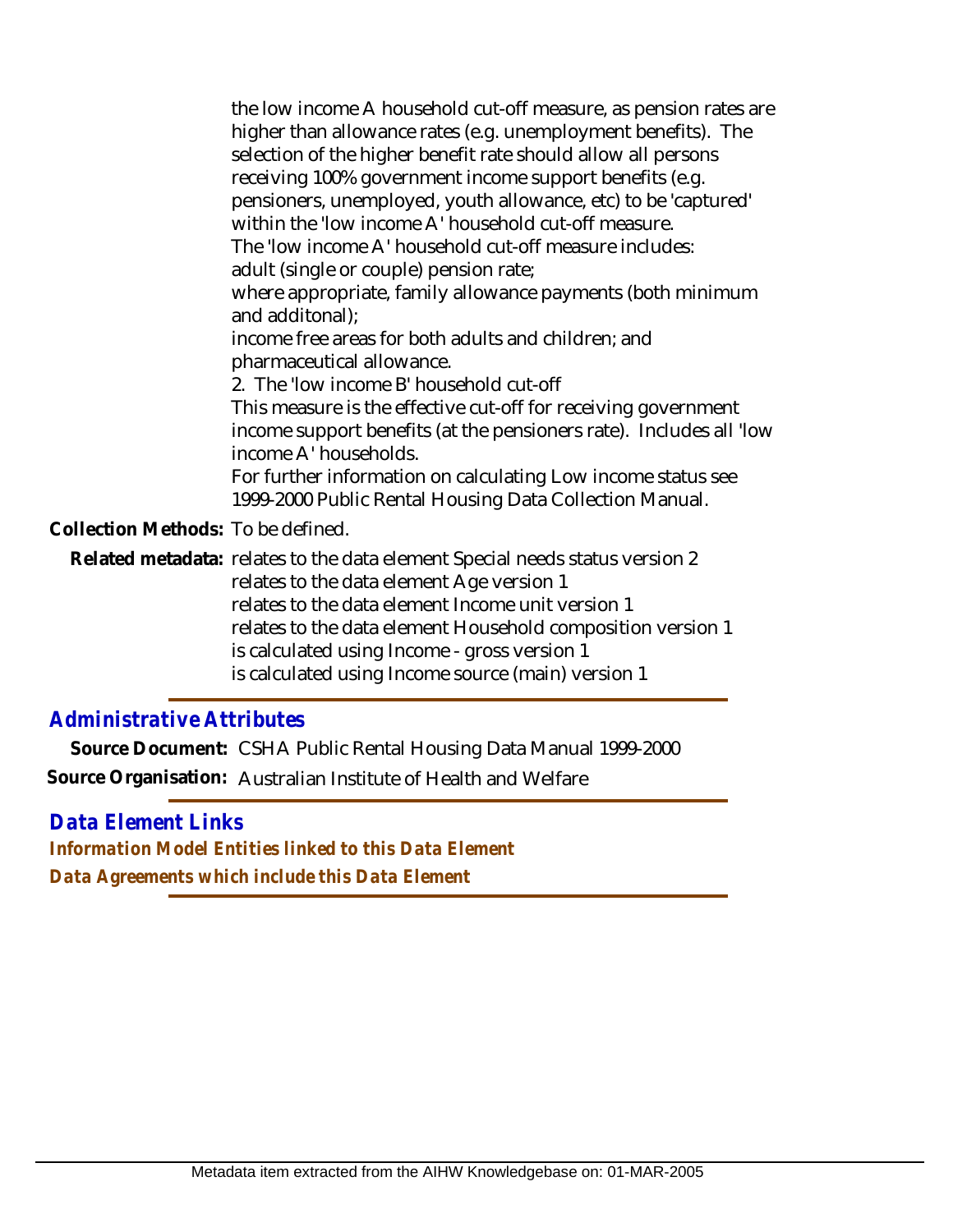the low income A household cut-off measure, as pension rates are higher than allowance rates (e.g. unemployment benefits). The selection of the higher benefit rate should allow all persons receiving 100% government income support benefits (e.g. pensioners, unemployed, youth allowance, etc) to be 'captured' within the 'low income A' household cut-off measure.
The 'low income A' household cut-off measure includes:
adult (single or couple) pension rate;
where appropriate, family allowance payments (both minimum and additonal);
income free areas for both adults and children; and
pharmaceutical allowance.
2. The 'low income B' household cut-off
This measure is the effective cut-off for receiving government income support benefits (at the pensioners rate). Includes all 'low income A' households.
For further information on calculating Low income status see 1999-2000 Public Rental Housing Data Collection Manual.

**Collection Methods:** To be defined.

**Related metadata:** relates to the data element Special needs status version 2
relates to the data element Age version 1
relates to the data element Income unit version 1
relates to the data element Household composition version 1
is calculated using Income - gross version 1
is calculated using Income source (main) version 1

## Administrative Attributes

**Source Document:** CSHA Public Rental Housing Data Manual 1999-2000

**Source Organisation:** Australian Institute of Health and Welfare

## Data Element Links

***Information Model Entities linked to this Data Element***

***Data Agreements which include this Data Element***

Metadata item extracted from the AIHW Knowledgebase on: 01-MAR-2005